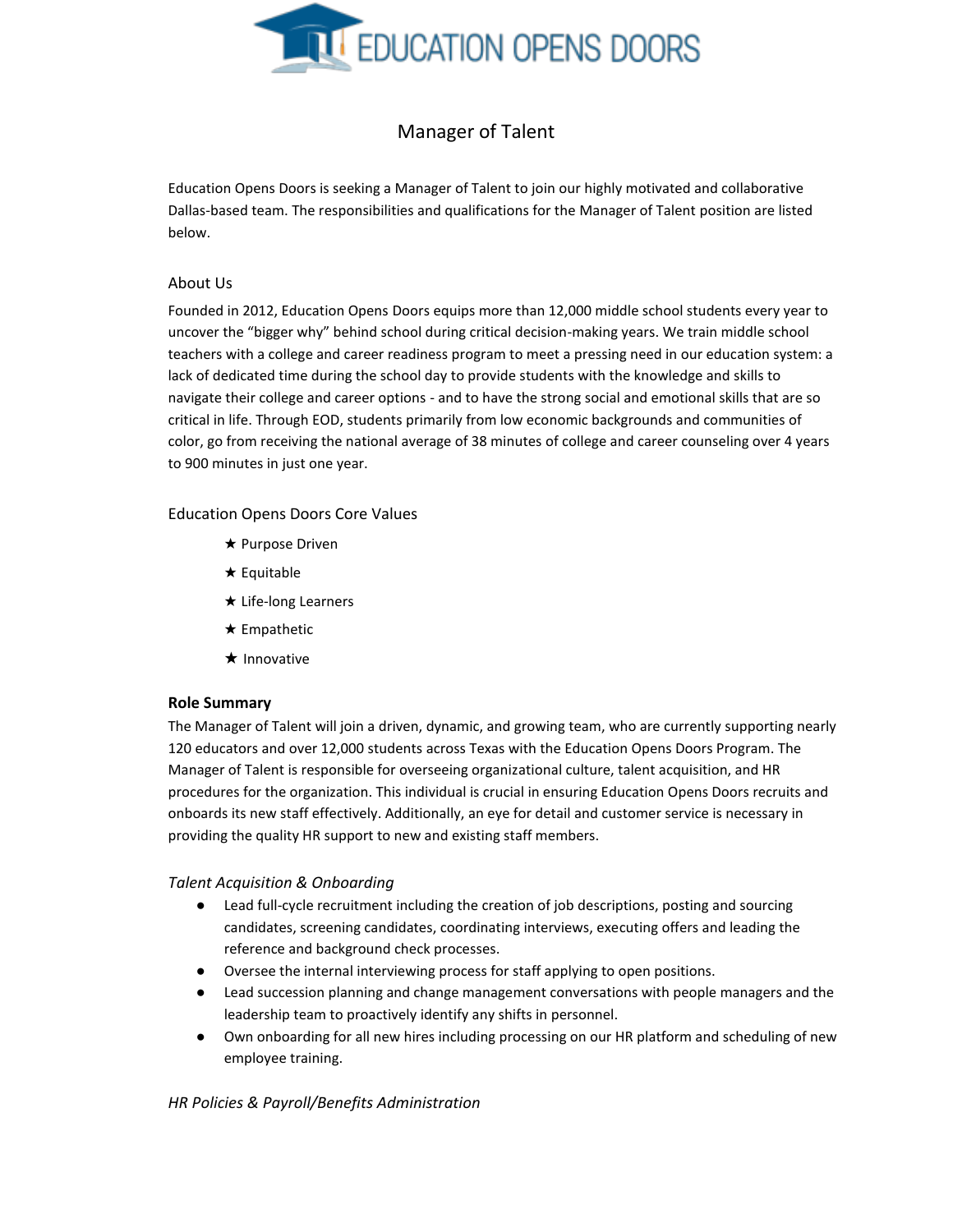# Manager of Talent

Education Opens Doors is seeking a Manager of Talent to join our highly motivated and collaborative Dallas-based team. The responsibilities and qualifications for the Manager of Talent position are listed below.

## About Us

Founded in 2012, Education Opens Doors equips more than 12,000 middle school students every year to uncover the "bigger why" behind school during critical decision-making years. We train middle school teachers with a college and career readiness program to meet a pressing need in our education system: a lack of dedicated time during the school day to provide students with the knowledge and skills to navigate their college and career options - and to have the strong social and emotional skills that are so critical in life. Through EOD, students primarily from low economic backgrounds and communities of color, go from receiving the national average of 38 minutes of college and career counseling over 4 years to 900 minutes in just one year.

## Education Opens Doors Core Values

- ★ Purpose Driven
- ★ Equitable
- ★ Life-long Learners
- ★ Empathetic
- ★ Innovative

**Role Summary**

The Manager of Talent will join a driven, dynamic, and growing team, who are currently supporting nearly 120 educators and over 12,000 students across Texas with the Education Opens Doors Program. The Manager of Talent is responsible for overseeing organizational culture, talent acquisition, and HR procedures for the organization. This individual is crucial in ensuring Education Opens Doors recruits and onboards its new staff effectively. Additionally, an eye for detail and customer service is necessary in providing the quality HR support to new and existing staff members.

*Talent Acquisition & Onboarding*

- Lead full-cycle recruitment including the creation of job descriptions, posting and sourcing candidates, screening candidates, coordinating interviews, executing offers and leading the reference and background check processes.
- Oversee the internal interviewing process for staff applying to open positions.
- Lead succession planning and change management conversations with people managers and the leadership team to proactively identify any shifts in personnel.
- Own onboarding for all new hires including processing on our HR platform and scheduling of new employee training.

*HR Policies & Payroll/Benefits Administration*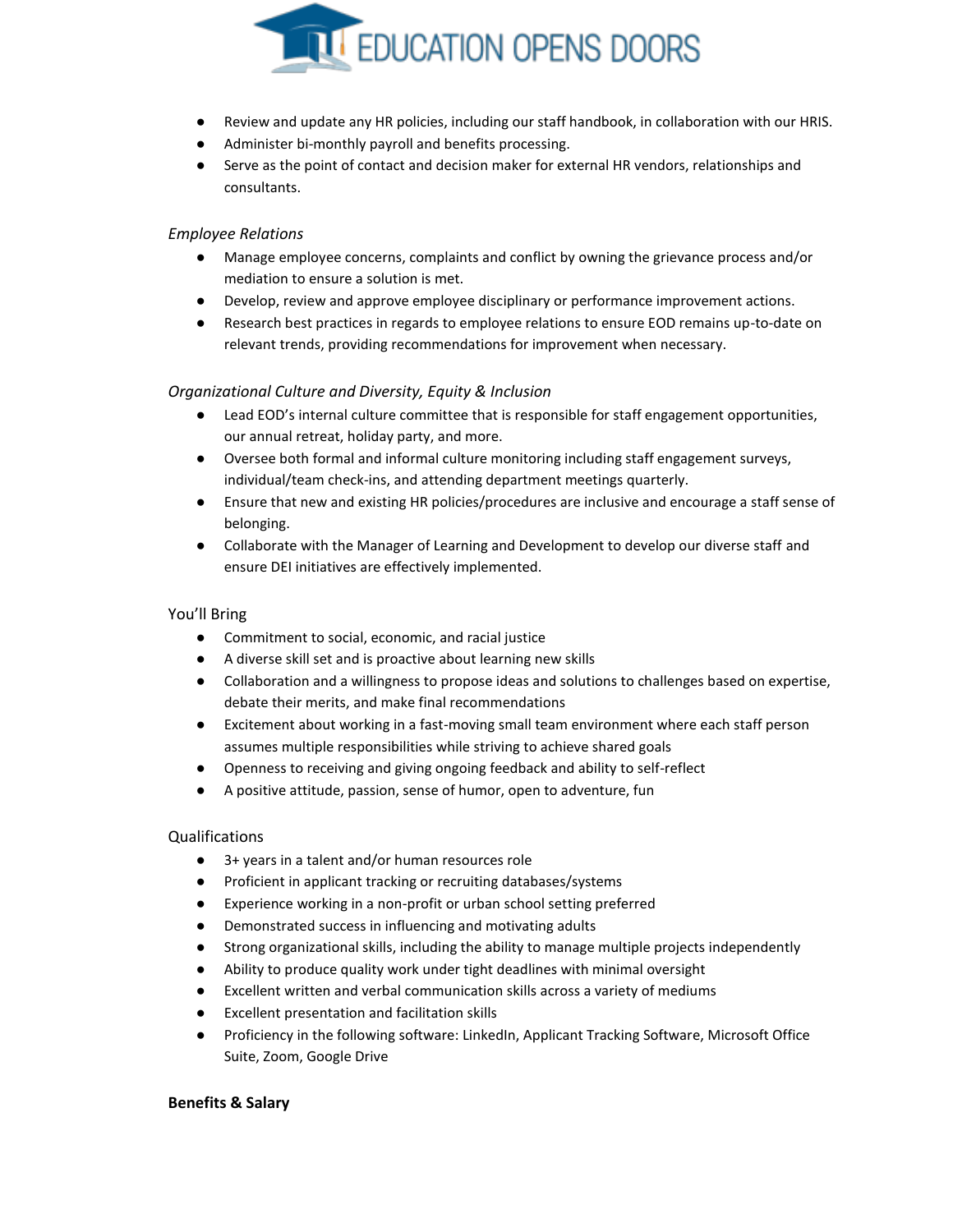- Review and update any HR policies, including our staff handbook, in collaboration with our HRIS.
- Administer bi-monthly payroll and benefits processing.
- Serve as the point of contact and decision maker for external HR vendors, relationships and consultants.

*Employee Relations*

- Manage employee concerns, complaints and conflict by owning the grievance process and/or mediation to ensure a solution is met.
- Develop, review and approve employee disciplinary or performance improvement actions.
- Research best practices in regards to employee relations to ensure EOD remains up-to-date on relevant trends, providing recommendations for improvement when necessary.

*Organizational Culture and Diversity, Equity & Inclusion*

- Lead EOD's internal culture committee that is responsible for staff engagement opportunities, our annual retreat, holiday party, and more.
- Oversee both formal and informal culture monitoring including staff engagement surveys, individual/team check-ins, and attending department meetings quarterly.
- Ensure that new and existing HR policies/procedures are inclusive and encourage a staff sense of belonging.
- Collaborate with the Manager of Learning and Development to develop our diverse staff and ensure DEI initiatives are effectively implemented.

You'll Bring

- Commitment to social, economic, and racial justice
- A diverse skill set and is proactive about learning new skills
- Collaboration and a willingness to propose ideas and solutions to challenges based on expertise, debate their merits, and make final recommendations
- Excitement about working in a fast-moving small team environment where each staff person assumes multiple responsibilities while striving to achieve shared goals
- Openness to receiving and giving ongoing feedback and ability to self-reflect
- A positive attitude, passion, sense of humor, open to adventure, fun

Qualifications

- 3+ years in a talent and/or human resources role
- Proficient in applicant tracking or recruiting databases/systems
- Experience working in a non-profit or urban school setting preferred
- Demonstrated success in influencing and motivating adults
- Strong organizational skills, including the ability to manage multiple projects independently
- Ability to produce quality work under tight deadlines with minimal oversight
- Excellent written and verbal communication skills across a variety of mediums
- Excellent presentation and facilitation skills
- Proficiency in the following software: LinkedIn, Applicant Tracking Software, Microsoft Office Suite, Zoom, Google Drive

**Benefits & Salary**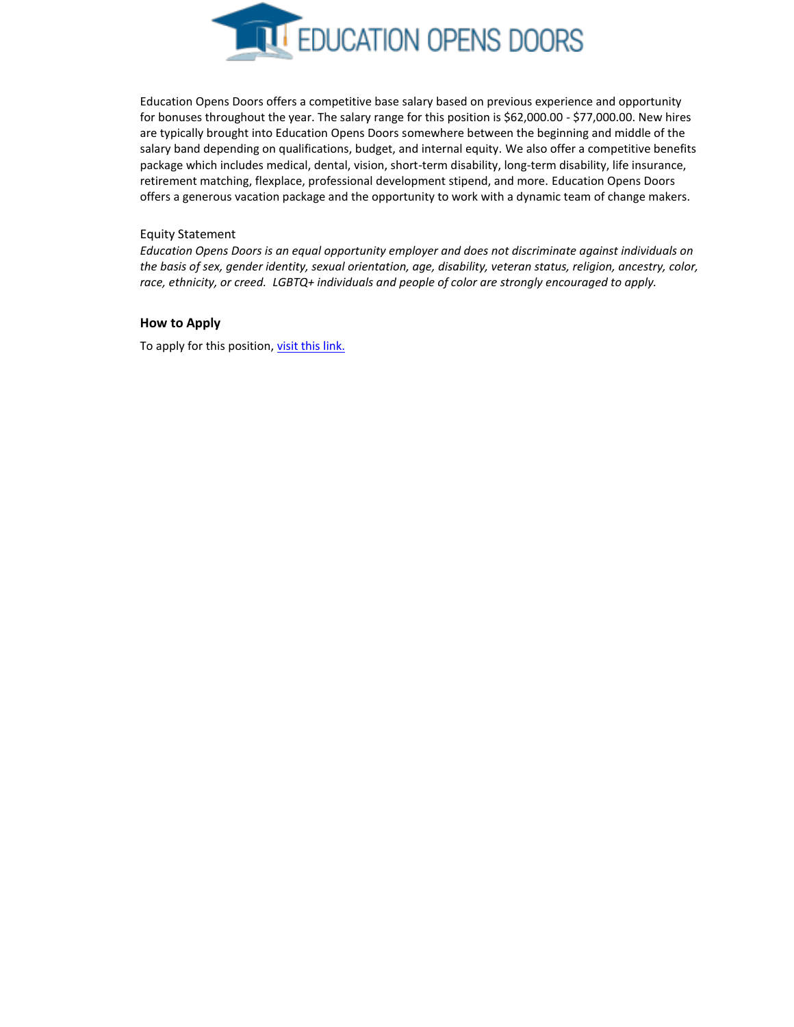Education Opens Doors offers a competitive base salary based on previous experience and opportunity for bonuses throughout the year. The salary range for this position is $62,000.00 - $77,000.00. New hires are typically brought into Education Opens Doors somewhere between the beginning and middle of the salary band depending on qualifications, budget, and internal equity. We also offer a competitive benefits package which includes medical, dental, vision, short-term disability, long-term disability, life insurance, retirement matching, flexplace, professional development stipend, and more. Education Opens Doors offers a generous vacation package and the opportunity to work with a dynamic team of change makers.

Equity Statement

*Education Opens Doors is an equal opportunity employer and does not discriminate against individuals on the basis of sex, gender identity, sexual orientation, age, disability, veteran status, religion, ancestry, color, race, ethnicity, or creed. LGBTQ+ individuals and people of color are strongly encouraged to apply.*

## How to Apply

To apply for this position, visit this link.